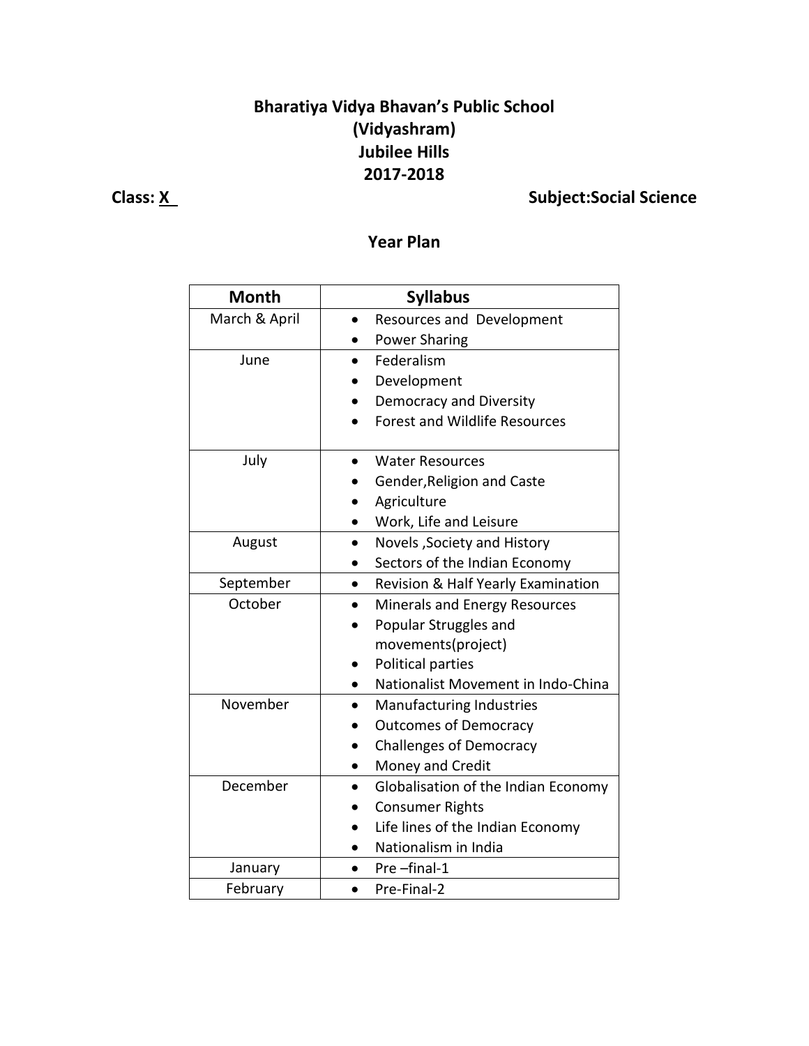# Bharatiya Vidya Bhavan's Public School
# (Vidyashram)
# Jubilee Hills
# 2017-2018

**Class: X** **Subject:Social Science**

## Year Plan

| Month | Syllabus |
|---|---|
| March & April | • Resources and Development<br>• Power Sharing |
| June | • Federalism<br>• Development<br>• Democracy and Diversity<br>• Forest and Wildlife Resources |
| July | • Water Resources<br>• Gender,Religion and Caste<br>• Agriculture<br>• Work, Life and Leisure |
| August | • Novels ,Society and History<br>• Sectors of the Indian Economy |
| September | • Revision & Half Yearly Examination |
| October | • Minerals and Energy Resources<br>• Popular Struggles and movements(project)<br>• Political parties<br>• Nationalist Movement in Indo-China |
| November | • Manufacturing Industries<br>• Outcomes of Democracy<br>• Challenges of Democracy<br>• Money and Credit |
| December | • Globalisation of the Indian Economy<br>• Consumer Rights<br>• Life lines of the Indian Economy<br>• Nationalism in India |
| January | • Pre –final-1 |
| February | • Pre-Final-2 |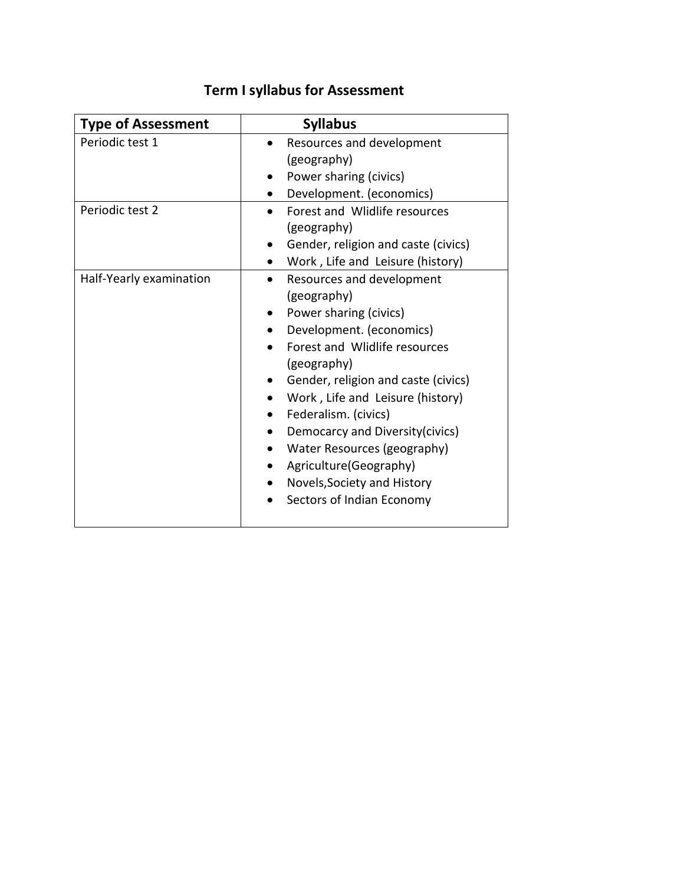## Term I syllabus for Assessment

| Type of Assessment | Syllabus |
|---|---|
| Periodic test 1 | • Resources and development (geography)<br>• Power sharing (civics)<br>• Development. (economics) |
| Periodic test 2 | • Forest and Wlidlife resources (geography)<br>• Gender, religion and caste (civics)<br>• Work , Life and Leisure (history) |
| Half-Yearly examination | • Resources and development (geography)<br>• Power sharing (civics)<br>• Development. (economics)<br>• Forest and Wlidlife resources (geography)<br>• Gender, religion and caste (civics)<br>• Work , Life and Leisure (history)<br>• Federalism. (civics)<br>• Democarcy and Diversity(civics)<br>• Water Resources (geography)<br>• Agriculture(Geography)<br>• Novels,Society and History<br>• Sectors of Indian Economy |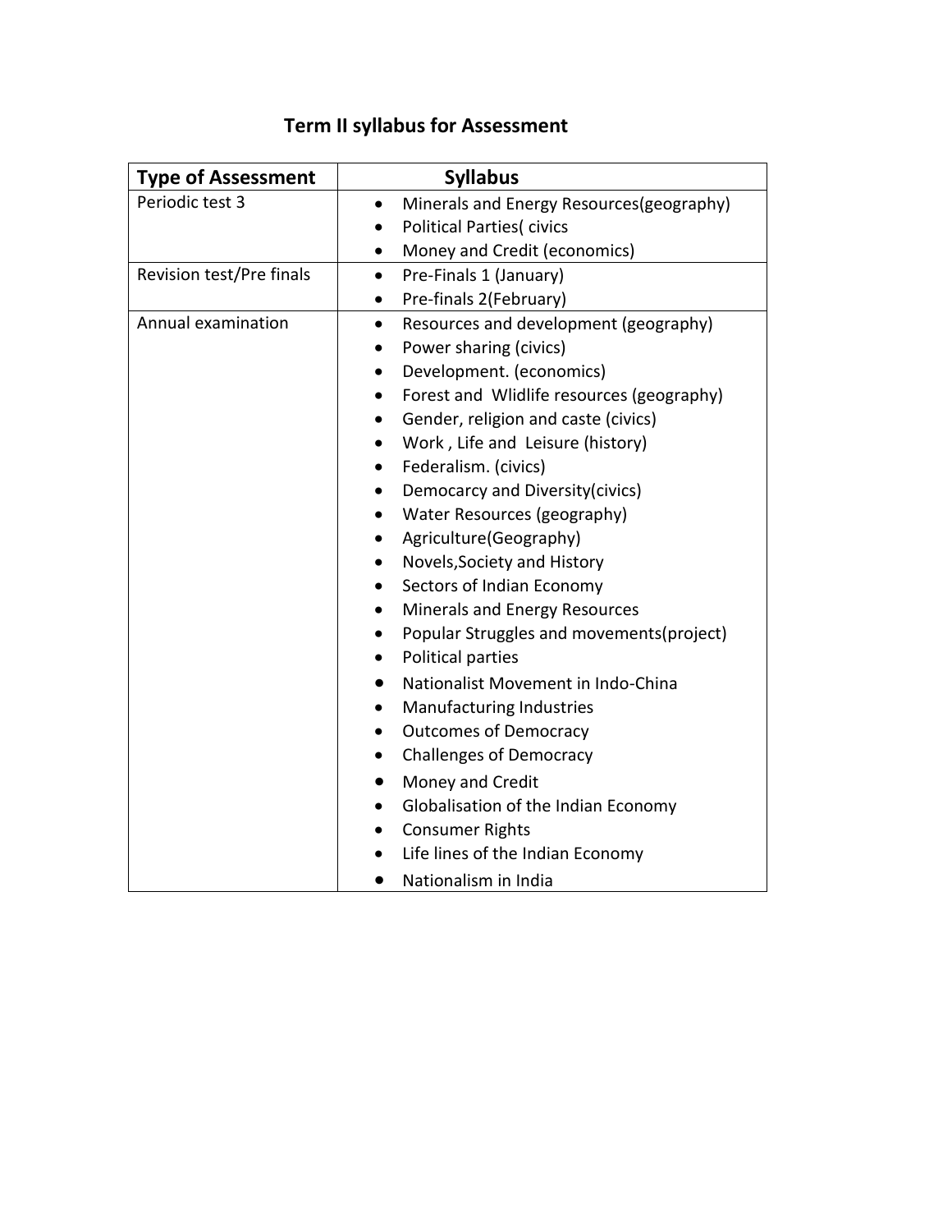# Term II syllabus for Assessment

| Type of Assessment | Syllabus |
|---|---|
| Periodic test 3 | • Minerals and Energy Resources(geography)<br>• Political Parties( civics<br>• Money and Credit (economics) |
| Revision test/Pre finals | • Pre-Finals 1 (January)<br>• Pre-finals 2(February) |
| Annual examination | • Resources and development (geography)<br>• Power sharing (civics)<br>• Development. (economics)<br>• Forest and Wlidlife resources (geography)<br>• Gender, religion and caste (civics)<br>• Work , Life and Leisure (history)<br>• Federalism. (civics)<br>• Democarcy and Diversity(civics)<br>• Water Resources (geography)<br>• Agriculture(Geography)<br>• Novels,Society and History<br>• Sectors of Indian Economy<br>• Minerals and Energy Resources<br>• Popular Struggles and movements(project)<br>• Political parties<br>• Nationalist Movement in Indo-China<br>• Manufacturing Industries<br>• Outcomes of Democracy<br>• Challenges of Democracy<br>• Money and Credit<br>• Globalisation of the Indian Economy<br>• Consumer Rights<br>• Life lines of the Indian Economy<br>• Nationalism in India |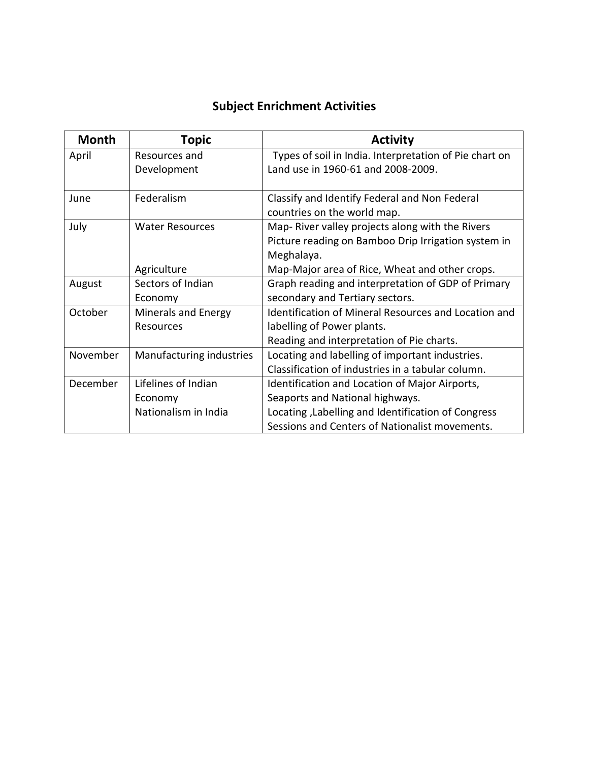## Subject Enrichment Activities

| Month | Topic | Activity |
|---|---|---|
| April | Resources and Development | Types of soil in India. Interpretation of Pie chart on Land use in 1960-61 and 2008-2009. |
| June | Federalism | Classify and Identify Federal and Non Federal countries on the world map. |
| July | Water Resources<br><br><br>Agriculture | Map- River valley projects along with the Rivers<br>Picture reading on Bamboo Drip Irrigation system in Meghalaya.<br>Map-Major area of Rice, Wheat and other crops. |
| August | Sectors of Indian Economy | Graph reading and interpretation of GDP of Primary secondary and Tertiary sectors. |
| October | Minerals and Energy Resources | Identification of Mineral Resources and Location and labelling of Power plants.<br>Reading and interpretation of Pie charts. |
| November | Manufacturing industries | Locating and labelling of important industries.<br>Classification of industries in a tabular column. |
| December | Lifelines of Indian Economy<br>Nationalism in India | Identification and Location of Major Airports, Seaports and National highways.<br>Locating ,Labelling and Identification of Congress Sessions and Centers of Nationalist movements. |